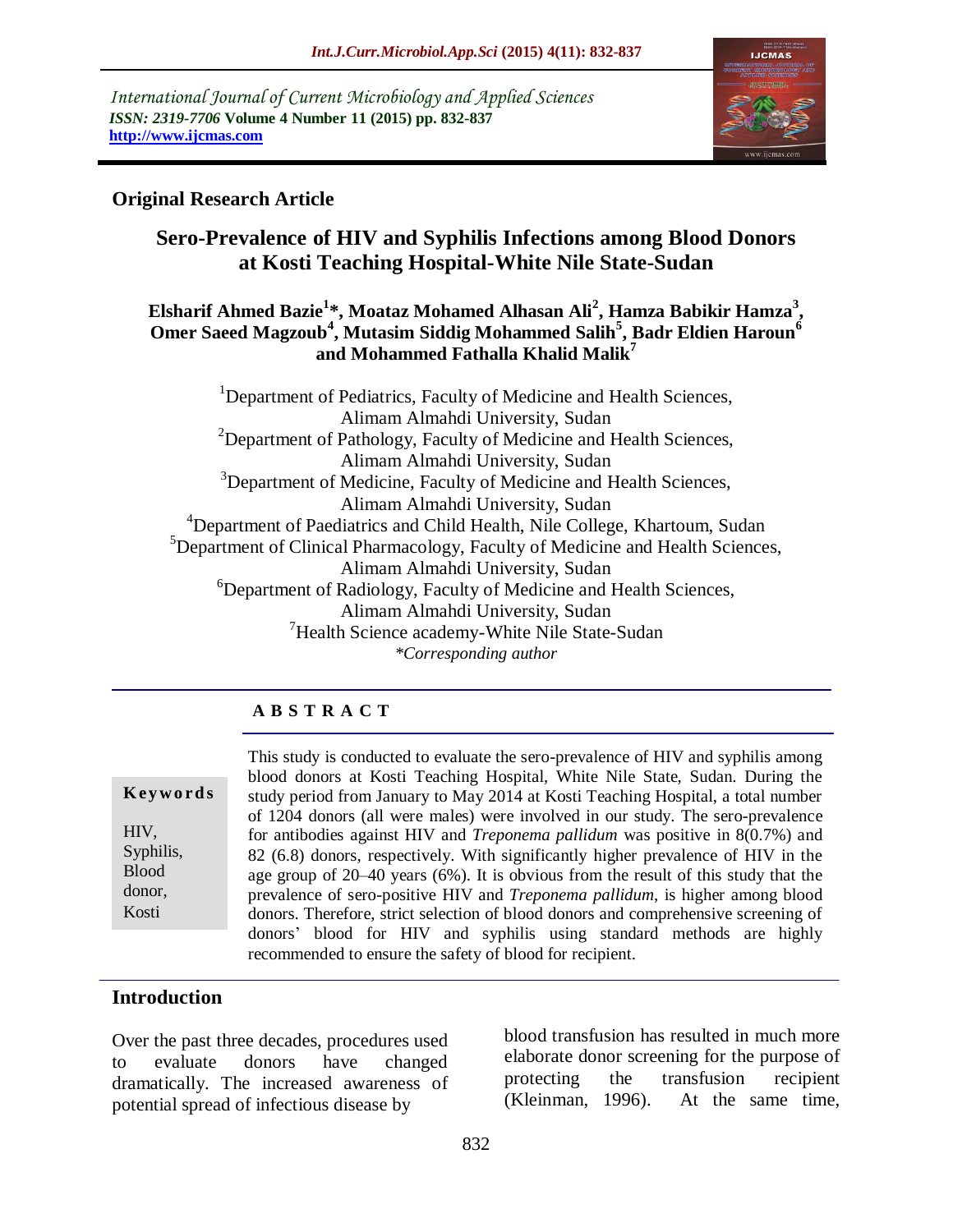International Journal of Current Microbiology and Applied Sciences
*ISSN: 2319-7706* **Volume 4 Number 11 (2015) pp. 832-837**
**http://www.ijcmas.com**

**Original Research Article**

# Sero-Prevalence of HIV and Syphilis Infections among Blood Donors at Kosti Teaching Hospital-White Nile State-Sudan

**Elsharif Ahmed Bazie[1]*, Moataz Mohamed Alhasan Ali[2], Hamza Babikir Hamza[3], Omer Saeed Magzoub[4], Mutasim Siddig Mohammed Salih[5], Badr Eldien Haroun[6] and Mohammed Fathalla Khalid Malik[7]**

[1]Department of Pediatrics, Faculty of Medicine and Health Sciences, Alimam Almahdi University, Sudan
[2]Department of Pathology, Faculty of Medicine and Health Sciences, Alimam Almahdi University, Sudan
[3]Department of Medicine, Faculty of Medicine and Health Sciences, Alimam Almahdi University, Sudan
[4]Department of Paediatrics and Child Health, Nile College, Khartoum, Sudan
[5]Department of Clinical Pharmacology, Faculty of Medicine and Health Sciences, Alimam Almahdi University, Sudan
[6]Department of Radiology, Faculty of Medicine and Health Sciences, Alimam Almahdi University, Sudan
[7]Health Science academy-White Nile State-Sudan
*\*Corresponding author*

## A B S T R A C T

**Keywords**

HIV, Syphilis, Blood donor, Kosti

This study is conducted to evaluate the sero-prevalence of HIV and syphilis among blood donors at Kosti Teaching Hospital, White Nile State, Sudan. During the study period from January to May 2014 at Kosti Teaching Hospital, a total number of 1204 donors (all were males) were involved in our study. The sero-prevalence for antibodies against HIV and *Treponema pallidum* was positive in 8(0.7%) and 82 (6.8) donors, respectively. With significantly higher prevalence of HIV in the age group of 20–40 years (6%). It is obvious from the result of this study that the prevalence of sero-positive HIV and *Treponema pallidum,* is higher among blood donors. Therefore, strict selection of blood donors and comprehensive screening of donors' blood for HIV and syphilis using standard methods are highly recommended to ensure the safety of blood for recipient.

## Introduction

Over the past three decades, procedures used to evaluate donors have changed dramatically. The increased awareness of potential spread of infectious disease by blood transfusion has resulted in much more elaborate donor screening for the purpose of protecting the transfusion recipient (Kleinman, 1996). At the same time,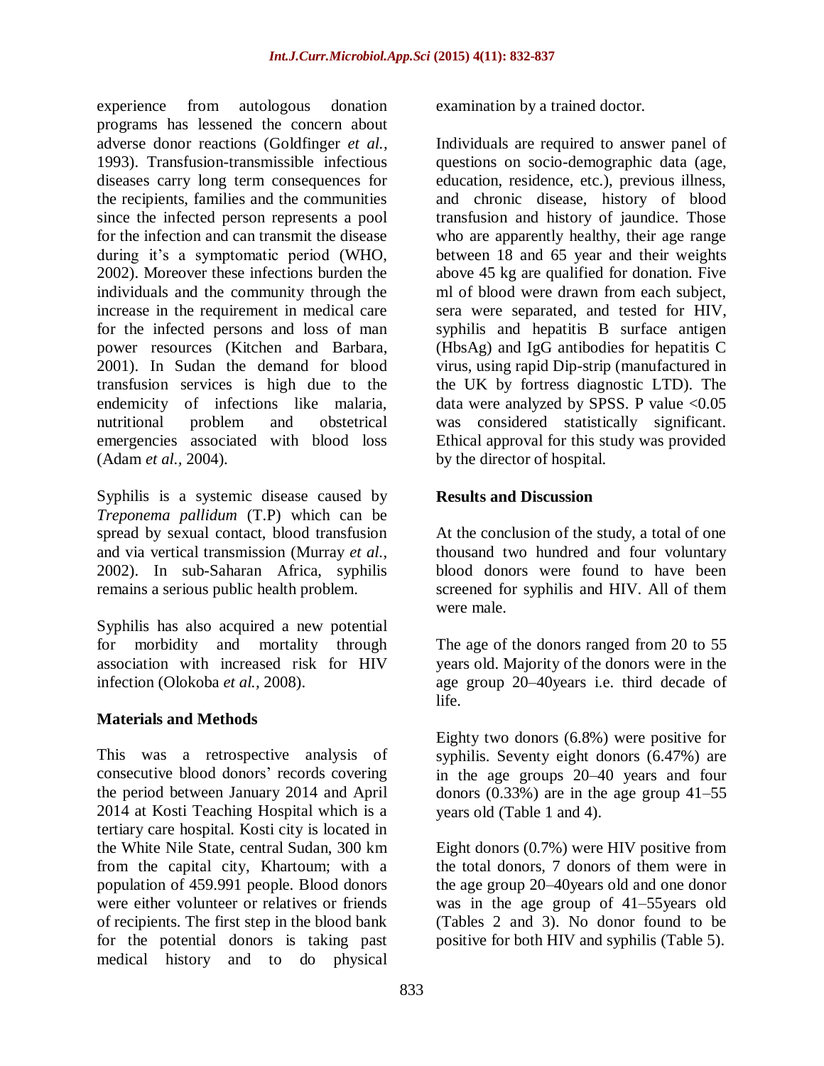experience from autologous donation programs has lessened the concern about adverse donor reactions (Goldfinger *et al.,* 1993). Transfusion-transmissible infectious diseases carry long term consequences for the recipients, families and the communities since the infected person represents a pool for the infection and can transmit the disease during it's a symptomatic period (WHO, 2002). Moreover these infections burden the individuals and the community through the increase in the requirement in medical care for the infected persons and loss of man power resources (Kitchen and Barbara, 2001). In Sudan the demand for blood transfusion services is high due to the endemicity of infections like malaria, nutritional problem and obstetrical emergencies associated with blood loss (Adam *et al.,* 2004).

Syphilis is a systemic disease caused by *Treponema pallidum* (T.P) which can be spread by sexual contact, blood transfusion and via vertical transmission (Murray *et al.,* 2002). In sub-Saharan Africa, syphilis remains a serious public health problem.

Syphilis has also acquired a new potential for morbidity and mortality through association with increased risk for HIV infection (Olokoba *et al.,* 2008).

## Materials and Methods

This was a retrospective analysis of consecutive blood donors' records covering the period between January 2014 and April 2014 at Kosti Teaching Hospital which is a tertiary care hospital. Kosti city is located in the White Nile State, central Sudan, 300 km from the capital city, Khartoum; with a population of 459.991 people. Blood donors were either volunteer or relatives or friends of recipients. The first step in the blood bank for the potential donors is taking past medical history and to do physical examination by a trained doctor.

Individuals are required to answer panel of questions on socio-demographic data (age, education, residence, etc.), previous illness, and chronic disease, history of blood transfusion and history of jaundice. Those who are apparently healthy, their age range between 18 and 65 year and their weights above 45 kg are qualified for donation. Five ml of blood were drawn from each subject, sera were separated, and tested for HIV, syphilis and hepatitis B surface antigen (HbsAg) and IgG antibodies for hepatitis C virus, using rapid Dip-strip (manufactured in the UK by fortress diagnostic LTD). The data were analyzed by SPSS. P value $<0.05$ was considered statistically significant. Ethical approval for this study was provided by the director of hospital.

## Results and Discussion

At the conclusion of the study, a total of one thousand two hundred and four voluntary blood donors were found to have been screened for syphilis and HIV. All of them were male.

The age of the donors ranged from 20 to 55 years old. Majority of the donors were in the age group 20–40years i.e. third decade of life.

Eighty two donors (6.8%) were positive for syphilis. Seventy eight donors (6.47%) are in the age groups 20–40 years and four donors (0.33%) are in the age group 41–55 years old (Table 1 and 4).

Eight donors (0.7%) were HIV positive from the total donors, 7 donors of them were in the age group 20–40years old and one donor was in the age group of 41–55years old (Tables 2 and 3). No donor found to be positive for both HIV and syphilis (Table 5).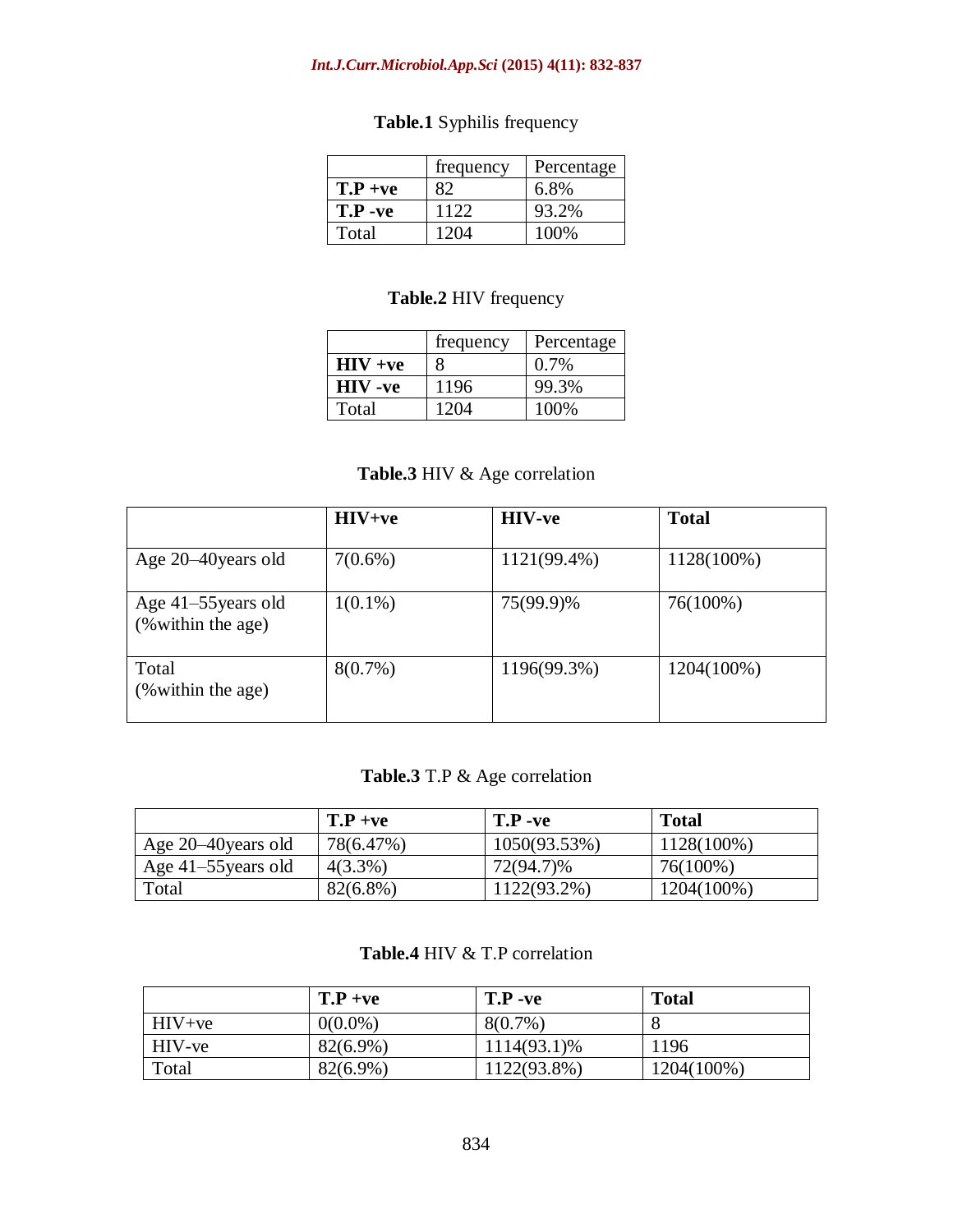**Table.1** Syphilis frequency

| | frequency | Percentage |
|---|---|---|
| **T.P +ve** | 82 | 6.8% |
| **T.P -ve** | 1122 | 93.2% |
| Total | 1204 | 100% |

**Table.2** HIV frequency

| | frequency | Percentage |
|---|---|---|
| **HIV +ve** | 8 | 0.7% |
| **HIV -ve** | 1196 | 99.3% |
| Total | 1204 | 100% |

**Table.3** HIV & Age correlation

| | **HIV+ve** | **HIV-ve** | **Total** |
|---|---|---|---|
| Age 20–40years old | 7(0.6%) | 1121(99.4%) | 1128(100%) |
| Age 41–55years old (%within the age) | 1(0.1%) | 75(99.9)% | 76(100%) |
| Total (%within the age) | 8(0.7%) | 1196(99.3%) | 1204(100%) |

**Table.3** T.P & Age correlation

| | **T.P +ve** | **T.P -ve** | **Total** |
|---|---|---|---|
| Age 20–40years old | 78(6.47%) | 1050(93.53%) | 1128(100%) |
| Age 41–55years old | 4(3.3%) | 72(94.7)% | 76(100%) |
| Total | 82(6.8%) | 1122(93.2%) | 1204(100%) |

**Table.4** HIV & T.P correlation

| | **T.P +ve** | **T.P -ve** | **Total** |
|---|---|---|---|
| HIV+ve | 0(0.0%) | 8(0.7%) | 8 |
| HIV-ve | 82(6.9%) | 1114(93.1)% | 1196 |
| Total | 82(6.9%) | 1122(93.8%) | 1204(100%) |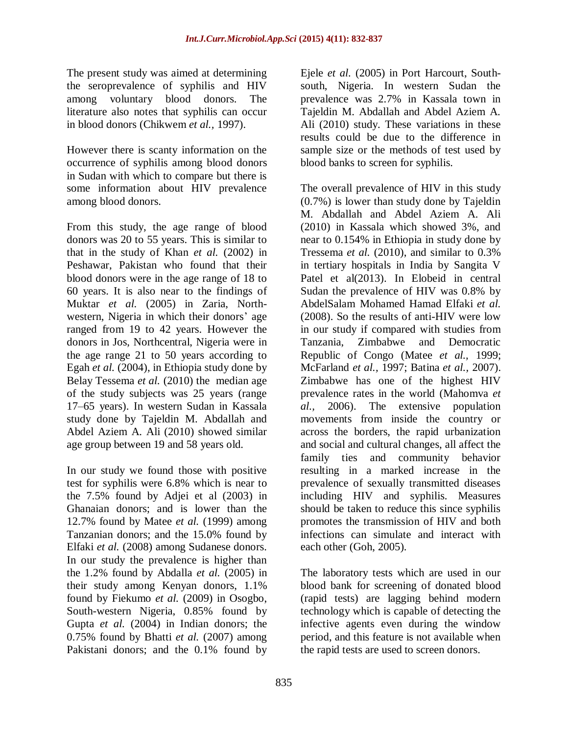The present study was aimed at determining the seroprevalence of syphilis and HIV among voluntary blood donors. The literature also notes that syphilis can occur in blood donors (Chikwem *et al.,* 1997).

However there is scanty information on the occurrence of syphilis among blood donors in Sudan with which to compare but there is some information about HIV prevalence among blood donors.

From this study, the age range of blood donors was 20 to 55 years. This is similar to that in the study of Khan *et al.* (2002) in Peshawar, Pakistan who found that their blood donors were in the age range of 18 to 60 years. It is also near to the findings of Muktar *et al.* (2005) in Zaria, North-western, Nigeria in which their donors' age ranged from 19 to 42 years. However the donors in Jos, Northcentral, Nigeria were in the age range 21 to 50 years according to Egah *et al.* (2004), in Ethiopia study done by Belay Tessema *et al.* (2010) the median age of the study subjects was 25 years (range 17–65 years). In western Sudan in Kassala study done by Tajeldin M. Abdallah and Abdel Aziem A. Ali (2010) showed similar age group between 19 and 58 years old.

In our study we found those with positive test for syphilis were 6.8% which is near to the 7.5% found by Adjei et al (2003) in Ghanaian donors; and is lower than the 12.7% found by Matee *et al.* (1999) among Tanzanian donors; and the 15.0% found by Elfaki *et al.* (2008) among Sudanese donors. In our study the prevalence is higher than the 1.2% found by Abdalla *et al.* (2005) in their study among Kenyan donors, 1.1% found by Fiekumo *et al.* (2009) in Osogbo, South-western Nigeria, 0.85% found by Gupta *et al.* (2004) in Indian donors; the 0.75% found by Bhatti *et al.* (2007) among Pakistani donors; and the 0.1% found by Ejele *et al.* (2005) in Port Harcourt, South-south, Nigeria. In western Sudan the prevalence was 2.7% in Kassala town in Tajeldin M. Abdallah and Abdel Aziem A. Ali (2010) study. These variations in these results could be due to the difference in sample size or the methods of test used by blood banks to screen for syphilis.

The overall prevalence of HIV in this study (0.7%) is lower than study done by Tajeldin M. Abdallah and Abdel Aziem A. Ali (2010) in Kassala which showed 3%, and near to 0.154% in Ethiopia in study done by Tressema *et al.* (2010), and similar to 0.3% in tertiary hospitals in India by Sangita V Patel et al(2013). In Elobeid in central Sudan the prevalence of HIV was 0.8% by AbdelSalam Mohamed Hamad Elfaki *et al.* (2008). So the results of anti-HIV were low in our study if compared with studies from Tanzania, Zimbabwe and Democratic Republic of Congo (Matee *et al.,* 1999; McFarland *et al.,* 1997; Batina *et al.,* 2007). Zimbabwe has one of the highest HIV prevalence rates in the world (Mahomva *et al.,* 2006). The extensive population movements from inside the country or across the borders, the rapid urbanization and social and cultural changes, all affect the family ties and community behavior resulting in a marked increase in the prevalence of sexually transmitted diseases including HIV and syphilis. Measures should be taken to reduce this since syphilis promotes the transmission of HIV and both infections can simulate and interact with each other (Goh, 2005).

The laboratory tests which are used in our blood bank for screening of donated blood (rapid tests) are lagging behind modern technology which is capable of detecting the infective agents even during the window period, and this feature is not available when the rapid tests are used to screen donors.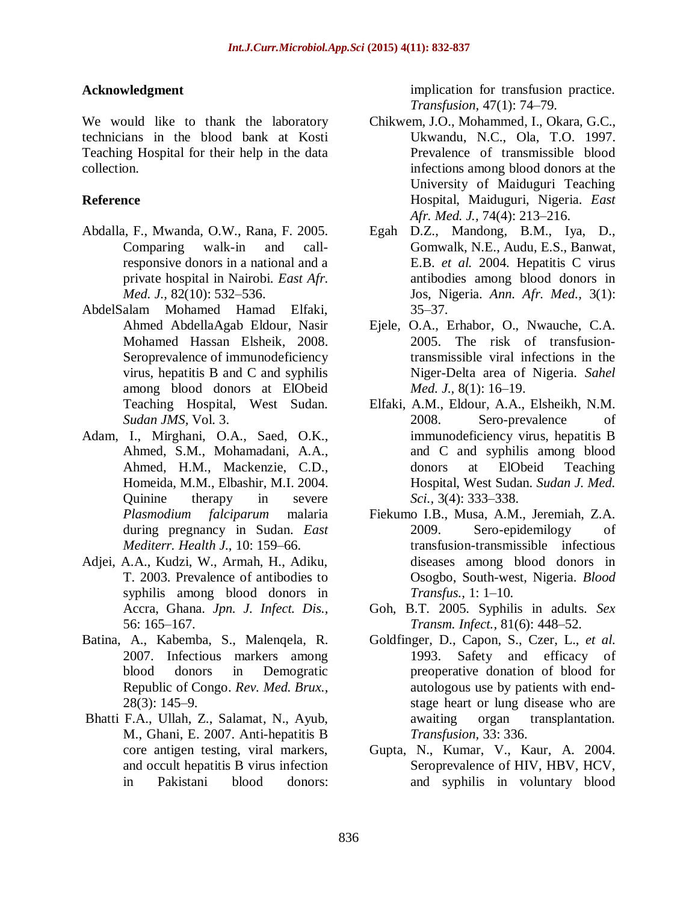## Acknowledgment

We would like to thank the laboratory technicians in the blood bank at Kosti Teaching Hospital for their help in the data collection.

## Reference

Abdalla, F., Mwanda, O.W., Rana, F. 2005. Comparing walk-in and call-responsive donors in a national and a private hospital in Nairobi. *East Afr. Med. J.,* 82(10): 532–536.

AbdelSalam Mohamed Hamad Elfaki, Ahmed AbdellaAgab Eldour, Nasir Mohamed Hassan Elsheik, 2008. Seroprevalence of immunodeficiency virus, hepatitis B and C and syphilis among blood donors at ElObeid Teaching Hospital, West Sudan. *Sudan JMS,* Vol. 3.

Adam, I., Mirghani, O.A., Saed, O.K., Ahmed, S.M., Mohamadani, A.A., Ahmed, H.M., Mackenzie, C.D., Homeida, M.M., Elbashir, M.I. 2004. Quinine therapy in severe *Plasmodium falciparum* malaria during pregnancy in Sudan. *East Mediterr. Health J.,* 10: 159–66.

Adjei, A.A., Kudzi, W., Armah, H., Adiku, T. 2003. Prevalence of antibodies to syphilis among blood donors in Accra, Ghana. *Jpn. J. Infect. Dis.,* 56: 165–167.

Batina, A., Kabemba, S., Malenqela, R. 2007. Infectious markers among blood donors in Demogratic Republic of Congo. *Rev. Med. Brux.,* 28(3): 145–9.

Bhatti F.A., Ullah, Z., Salamat, N., Ayub, M., Ghani, E. 2007. Anti-hepatitis B core antigen testing, viral markers, and occult hepatitis B virus infection in Pakistani blood donors: implication for transfusion practice. *Transfusion,* 47(1): 74–79.

Chikwem, J.O., Mohammed, I., Okara, G.C., Ukwandu, N.C., Ola, T.O. 1997. Prevalence of transmissible blood infections among blood donors at the University of Maiduguri Teaching Hospital, Maiduguri, Nigeria. *East Afr. Med. J.,* 74(4): 213–216.

Egah D.Z., Mandong, B.M., Iya, D., Gomwalk, N.E., Audu, E.S., Banwat, E.B. *et al.* 2004. Hepatitis C virus antibodies among blood donors in Jos, Nigeria. *Ann. Afr. Med.,* 3(1): 35–37.

Ejele, O.A., Erhabor, O., Nwauche, C.A. 2005. The risk of transfusion-transmissible viral infections in the Niger-Delta area of Nigeria. *Sahel Med. J.,* 8(1): 16–19.

Elfaki, A.M., Eldour, A.A., Elsheikh, N.M. 2008. Sero-prevalence of immunodeficiency virus, hepatitis B and C and syphilis among blood donors at ElObeid Teaching Hospital, West Sudan. *Sudan J. Med. Sci.,* 3(4): 333–338.

Fiekumo I.B., Musa, A.M., Jeremiah, Z.A. 2009. Sero-epidemilogy of transfusion-transmissible infectious diseases among blood donors in Osogbo, South-west, Nigeria. *Blood Transfus.,* 1: 1–10.

Goh, B.T. 2005. Syphilis in adults. *Sex Transm. Infect.,* 81(6): 448–52.

Goldfinger, D., Capon, S., Czer, L., *et al.* 1993. Safety and efficacy of preoperative donation of blood for autologous use by patients with end-stage heart or lung disease who are awaiting organ transplantation. *Transfusion,* 33: 336.

Gupta, N., Kumar, V., Kaur, A. 2004. Seroprevalence of HIV, HBV, HCV, and syphilis in voluntary blood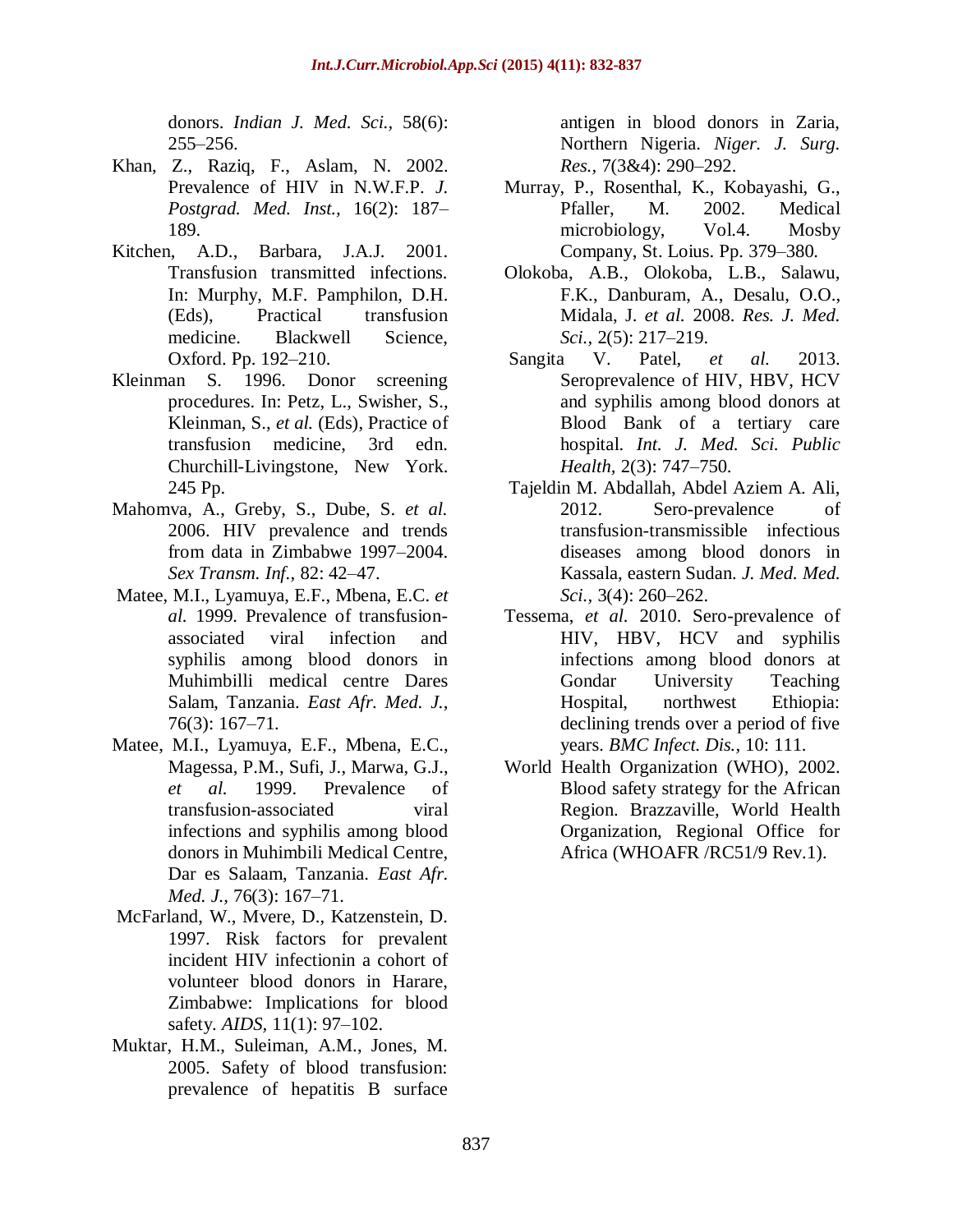donors. *Indian J. Med. Sci.,* 58(6): 255–256.

Khan, Z., Raziq, F., Aslam, N. 2002. Prevalence of HIV in N.W.F.P. *J. Postgrad. Med. Inst.,* 16(2): 187–189.

Kitchen, A.D., Barbara, J.A.J. 2001. Transfusion transmitted infections. In: Murphy, M.F. Pamphilon, D.H. (Eds), Practical transfusion medicine. Blackwell Science, Oxford. Pp. 192–210.

Kleinman S. 1996. Donor screening procedures. In: Petz, L., Swisher, S., Kleinman, S., *et al.* (Eds), Practice of transfusion medicine, 3rd edn. Churchill-Livingstone, New York. 245 Pp.

Mahomva, A., Greby, S., Dube, S. *et al.* 2006. HIV prevalence and trends from data in Zimbabwe 1997–2004. *Sex Transm. Inf.,* 82: 42–47.

Matee, M.I., Lyamuya, E.F., Mbena, E.C. *et al.* 1999. Prevalence of transfusion-associated viral infection and syphilis among blood donors in Muhimbilli medical centre Dares Salam, Tanzania. *East Afr. Med. J.,* 76(3): 167–71.

Matee, M.I., Lyamuya, E.F., Mbena, E.C., Magessa, P.M., Sufi, J., Marwa, G.J., *et al.* 1999. Prevalence of transfusion-associated viral infections and syphilis among blood donors in Muhimbili Medical Centre, Dar es Salaam, Tanzania. *East Afr. Med. J.,* 76(3): 167–71.

McFarland, W., Mvere, D., Katzenstein, D. 1997. Risk factors for prevalent incident HIV infectionin a cohort of volunteer blood donors in Harare, Zimbabwe: Implications for blood safety. *AIDS,* 11(1): 97–102.

Muktar, H.M., Suleiman, A.M., Jones, M. 2005. Safety of blood transfusion: prevalence of hepatitis B surface antigen in blood donors in Zaria, Northern Nigeria. *Niger. J. Surg. Res.,* 7(3&4): 290–292.

Murray, P., Rosenthal, K., Kobayashi, G., Pfaller, M. 2002. Medical microbiology, Vol.4. Mosby Company, St. Loius. Pp. 379–380.

Olokoba, A.B., Olokoba, L.B., Salawu, F.K., Danburam, A., Desalu, O.O., Midala, J. *et al.* 2008. *Res. J. Med. Sci.,* 2(5): 217–219.

Sangita V. Patel, *et al.* 2013. Seroprevalence of HIV, HBV, HCV and syphilis among blood donors at Blood Bank of a tertiary care hospital. *Int. J. Med. Sci. Public Health,* 2(3): 747–750.

Tajeldin M. Abdallah, Abdel Aziem A. Ali, 2012. Sero-prevalence of transfusion-transmissible infectious diseases among blood donors in Kassala, eastern Sudan. *J. Med. Med. Sci.,* 3(4): 260–262.

Tessema, *et al.* 2010. Sero-prevalence of HIV, HBV, HCV and syphilis infections among blood donors at Gondar University Teaching Hospital, northwest Ethiopia: declining trends over a period of five years. *BMC Infect. Dis.,* 10: 111.

World Health Organization (WHO), 2002. Blood safety strategy for the African Region. Brazzaville, World Health Organization, Regional Office for Africa (WHOAFR /RC51/9 Rev.1).